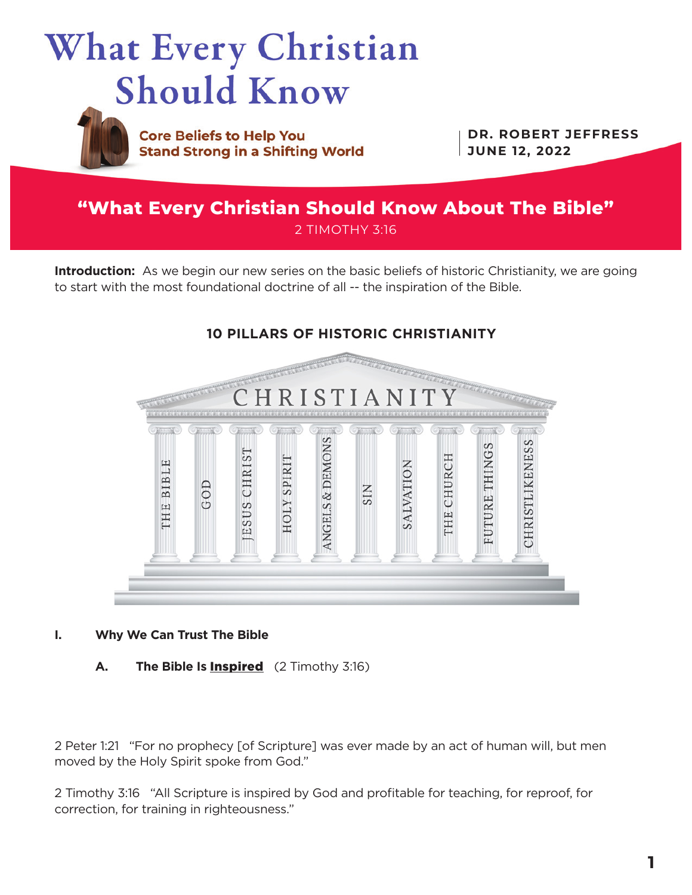# What Every Christian Should Know

**Core Beliefs to Help You Stand Strong in a Shifting World**

**DR. ROBERT JEFFRESS**
**JUNE 12, 2022**

## "What Every Christian Should Know About The Bible"

2 TIMOTHY 3:16

**Introduction:** As we begin our new series on the basic beliefs of historic Christianity, we are going to start with the most foundational doctrine of all -- the inspiration of the Bible.

### 10 PILLARS OF HISTORIC CHRISTIANITY

CHRISTIANITY

THE BIBLE | GOD | JESUS CHRIST | HOLY SPIRIT | ANGELS & DEMONS | SIN | SALVATION | THE CHURCH | FUTURE THINGS | CHRISTLIKENESS

**I. Why We Can Trust The Bible**

**A. The Bible Is Inspired** (2 Timothy 3:16)

2 Peter 1:21 "For no prophecy [of Scripture] was ever made by an act of human will, but men moved by the Holy Spirit spoke from God."

2 Timothy 3:16 "All Scripture is inspired by God and profitable for teaching, for reproof, for correction, for training in righteousness."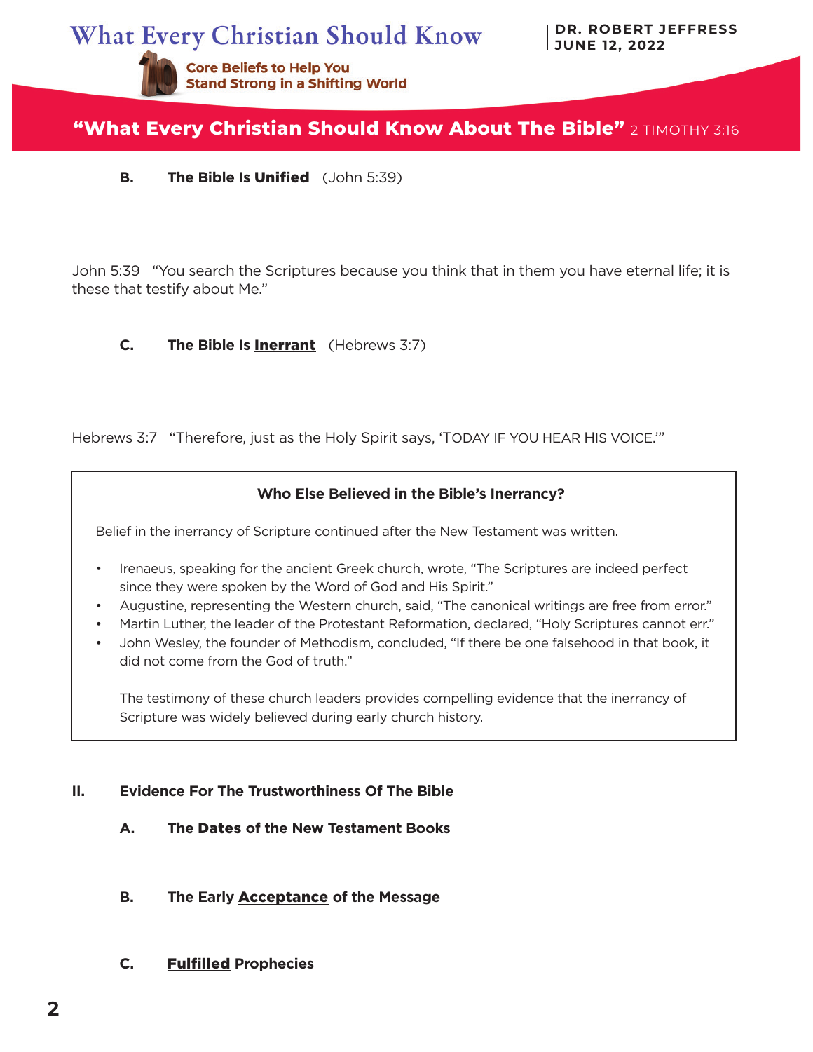**B. The Bible Is <u>Unified</u>** (John 5:39)

John 5:39 "You search the Scriptures because you think that in them you have eternal life; it is these that testify about Me."

**C. The Bible Is <u>Inerrant</u>** (Hebrews 3:7)

Hebrews 3:7 "Therefore, just as the Holy Spirit says, 'TODAY IF YOU HEAR HIS VOICE.'"

> **Who Else Believed in the Bible's Inerrancy?**
>
> Belief in the inerrancy of Scripture continued after the New Testament was written.
>
> - Irenaeus, speaking for the ancient Greek church, wrote, "The Scriptures are indeed perfect since they were spoken by the Word of God and His Spirit."
> - Augustine, representing the Western church, said, "The canonical writings are free from error."
> - Martin Luther, the leader of the Protestant Reformation, declared, "Holy Scriptures cannot err."
> - John Wesley, the founder of Methodism, concluded, "If there be one falsehood in that book, it did not come from the God of truth."
>
> The testimony of these church leaders provides compelling evidence that the inerrancy of Scripture was widely believed during early church history.

**II. Evidence For The Trustworthiness Of The Bible**

**A. The <u>Dates</u> of the New Testament Books**

**B. The Early <u>Acceptance</u> of the Message**

**C. <u>Fulfilled</u> Prophecies**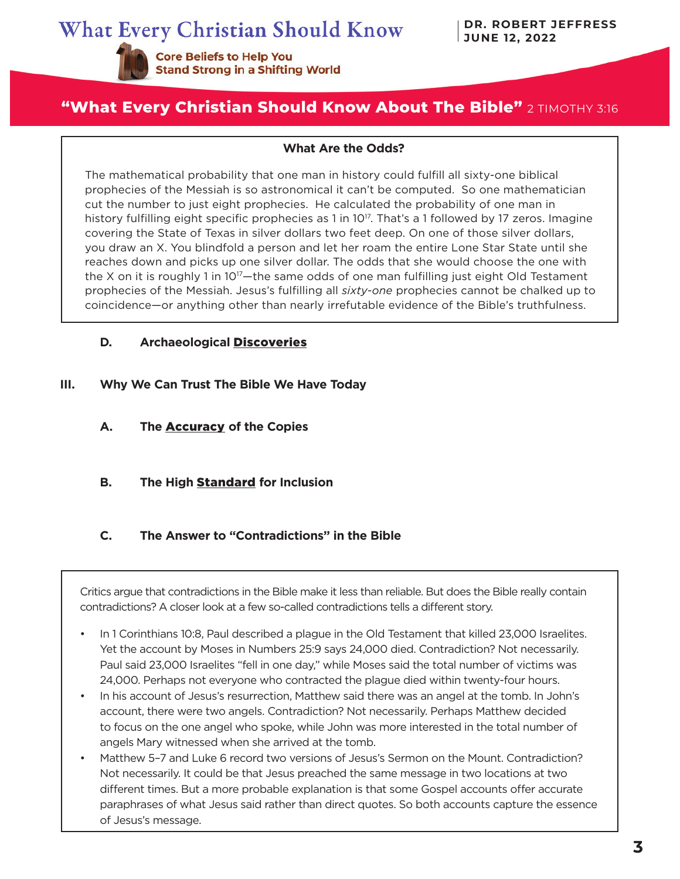# What Every Christian Should Know

**Core Beliefs to Help You Stand Strong in a Shifting World**

**DR. ROBERT JEFFRESS**
**JUNE 12, 2022**

## "What Every Christian Should Know About The Bible" 2 TIMOTHY 3:16

---

**What Are the Odds?**

The mathematical probability that one man in history could fulfill all sixty-one biblical prophecies of the Messiah is so astronomical it can't be computed. So one mathematician cut the number to just eight prophecies. He calculated the probability of one man in history fulfilling eight specific prophecies as 1 in $10^{17}$. That's a 1 followed by 17 zeros. Imagine covering the State of Texas in silver dollars two feet deep. On one of those silver dollars, you draw an X. You blindfold a person and let her roam the entire Lone Star State until she reaches down and picks up one silver dollar. The odds that she would choose the one with the X on it is roughly 1 in $10^{17}$—the same odds of one man fulfilling just eight Old Testament prophecies of the Messiah. Jesus's fulfilling all *sixty-one* prophecies cannot be chalked up to coincidence—or anything other than nearly irrefutable evidence of the Bible's truthfulness.

---

**D. Archaeological <u>Discoveries</u>**

**III. Why We Can Trust The Bible We Have Today**

**A. The <u>Accuracy</u> of the Copies**

**B. The High <u>Standard</u> for Inclusion**

**C. The Answer to "Contradictions" in the Bible**

---

Critics argue that contradictions in the Bible make it less than reliable. But does the Bible really contain contradictions? A closer look at a few so-called contradictions tells a different story.

- In 1 Corinthians 10:8, Paul described a plague in the Old Testament that killed 23,000 Israelites. Yet the account by Moses in Numbers 25:9 says 24,000 died. Contradiction? Not necessarily. Paul said 23,000 Israelites "fell in one day," while Moses said the total number of victims was 24,000. Perhaps not everyone who contracted the plague died within twenty-four hours.
- In his account of Jesus's resurrection, Matthew said there was an angel at the tomb. In John's account, there were two angels. Contradiction? Not necessarily. Perhaps Matthew decided to focus on the one angel who spoke, while John was more interested in the total number of angels Mary witnessed when she arrived at the tomb.
- Matthew 5–7 and Luke 6 record two versions of Jesus's Sermon on the Mount. Contradiction? Not necessarily. It could be that Jesus preached the same message in two locations at two different times. But a more probable explanation is that some Gospel accounts offer accurate paraphrases of what Jesus said rather than direct quotes. So both accounts capture the essence of Jesus's message.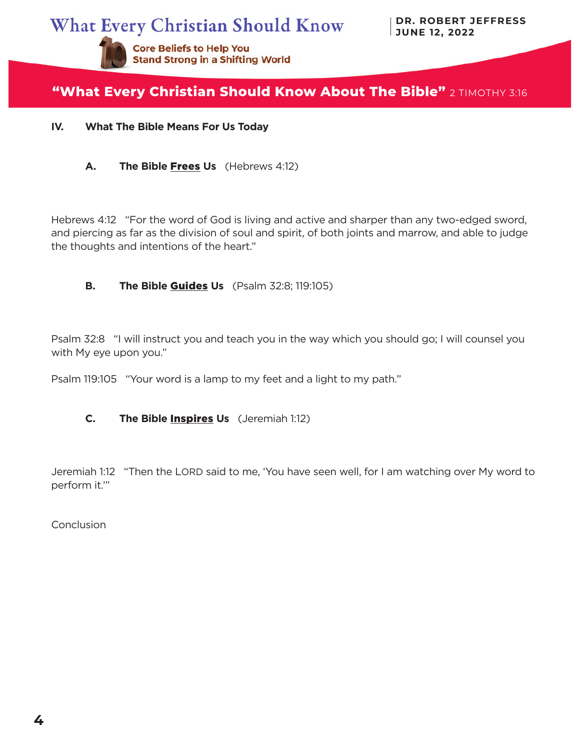## IV. What The Bible Means For Us Today

### A. The Bible **Frees** Us (Hebrews 4:12)

Hebrews 4:12 "For the word of God is living and active and sharper than any two-edged sword, and piercing as far as the division of soul and spirit, of both joints and marrow, and able to judge the thoughts and intentions of the heart."

### B. The Bible **Guides** Us (Psalm 32:8; 119:105)

Psalm 32:8 "I will instruct you and teach you in the way which you should go; I will counsel you with My eye upon you."

Psalm 119:105 "Your word is a lamp to my feet and a light to my path."

### C. The Bible **Inspires** Us (Jeremiah 1:12)

Jeremiah 1:12 "Then the LORD said to me, 'You have seen well, for I am watching over My word to perform it.'"

Conclusion